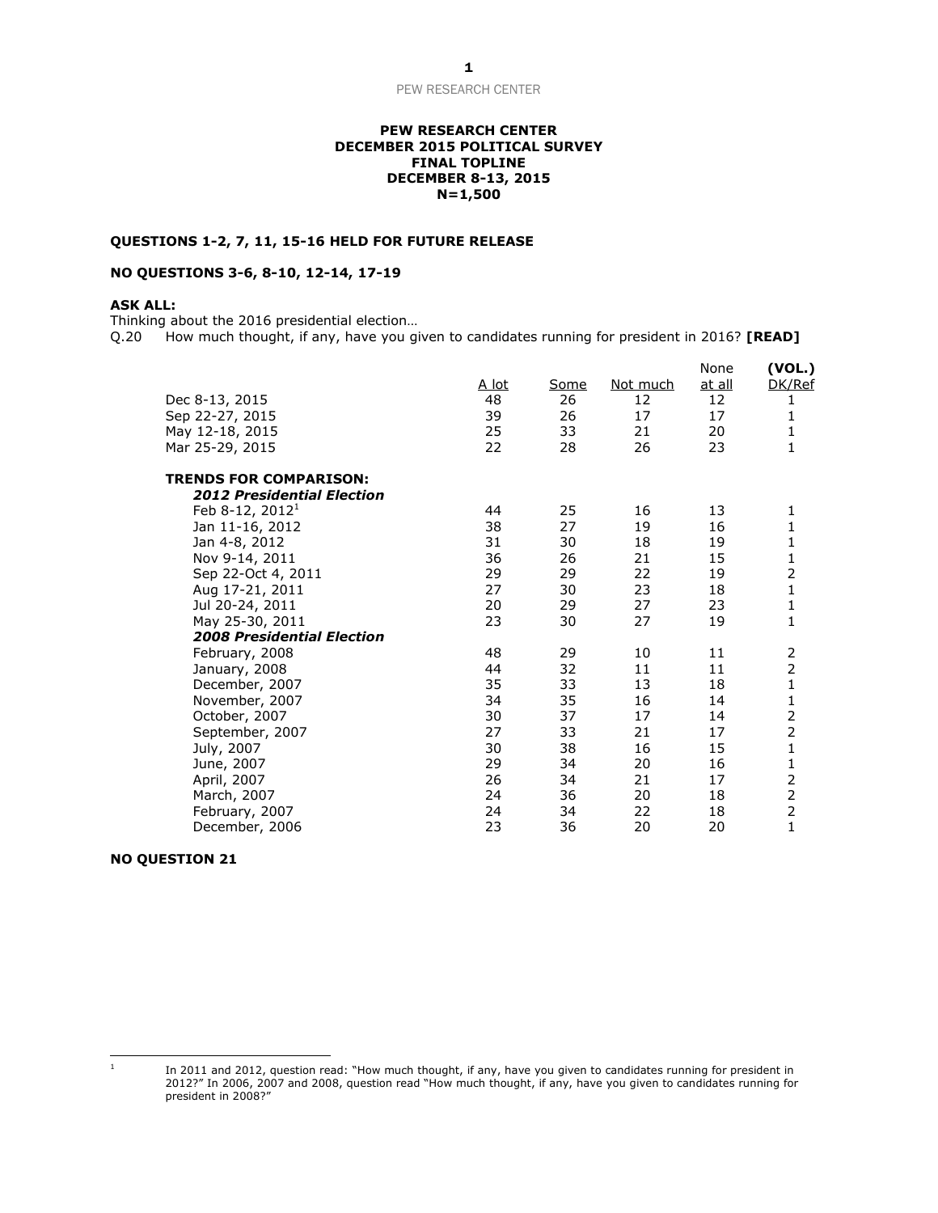**PEW RESEARCH CENTER**
**DECEMBER 2015 POLITICAL SURVEY**
**FINAL TOPLINE**
**DECEMBER 8-13, 2015**
**N=1,500**

**QUESTIONS 1-2, 7, 11, 15-16 HELD FOR FUTURE RELEASE**

**NO QUESTIONS 3-6, 8-10, 12-14, 17-19**

**ASK ALL:**
Thinking about the 2016 presidential election…
Q.20 How much thought, if any, have you given to candidates running for president in 2016? **[READ]**

| | A lot | Some | Not much | None at all | (VOL.) DK/Ref |
|---|---|---|---|---|---|
| Dec 8-13, 2015 | 48 | 26 | 12 | 12 | 1 |
| Sep 22-27, 2015 | 39 | 26 | 17 | 17 | 1 |
| May 12-18, 2015 | 25 | 33 | 21 | 20 | 1 |
| Mar 25-29, 2015 | 22 | 28 | 26 | 23 | 1 |
| **TRENDS FOR COMPARISON:** | | | | | |
| ***2012 Presidential Election*** | | | | | |
| Feb 8-12, 2012[1] | 44 | 25 | 16 | 13 | 1 |
| Jan 11-16, 2012 | 38 | 27 | 19 | 16 | 1 |
| Jan 4-8, 2012 | 31 | 30 | 18 | 19 | 1 |
| Nov 9-14, 2011 | 36 | 26 | 21 | 15 | 1 |
| Sep 22-Oct 4, 2011 | 29 | 29 | 22 | 19 | 2 |
| Aug 17-21, 2011 | 27 | 30 | 23 | 18 | 1 |
| Jul 20-24, 2011 | 20 | 29 | 27 | 23 | 1 |
| May 25-30, 2011 | 23 | 30 | 27 | 19 | 1 |
| ***2008 Presidential Election*** | | | | | |
| February, 2008 | 48 | 29 | 10 | 11 | 2 |
| January, 2008 | 44 | 32 | 11 | 11 | 2 |
| December, 2007 | 35 | 33 | 13 | 18 | 1 |
| November, 2007 | 34 | 35 | 16 | 14 | 1 |
| October, 2007 | 30 | 37 | 17 | 14 | 2 |
| September, 2007 | 27 | 33 | 21 | 17 | 2 |
| July, 2007 | 30 | 38 | 16 | 15 | 1 |
| June, 2007 | 29 | 34 | 20 | 16 | 1 |
| April, 2007 | 26 | 34 | 21 | 17 | 2 |
| March, 2007 | 24 | 36 | 20 | 18 | 2 |
| February, 2007 | 24 | 34 | 22 | 18 | 2 |
| December, 2006 | 23 | 36 | 20 | 20 | 1 |

**NO QUESTION 21**

[1] In 2011 and 2012, question read: "How much thought, if any, have you given to candidates running for president in 2012?" In 2006, 2007 and 2008, question read "How much thought, if any, have you given to candidates running for president in 2008?"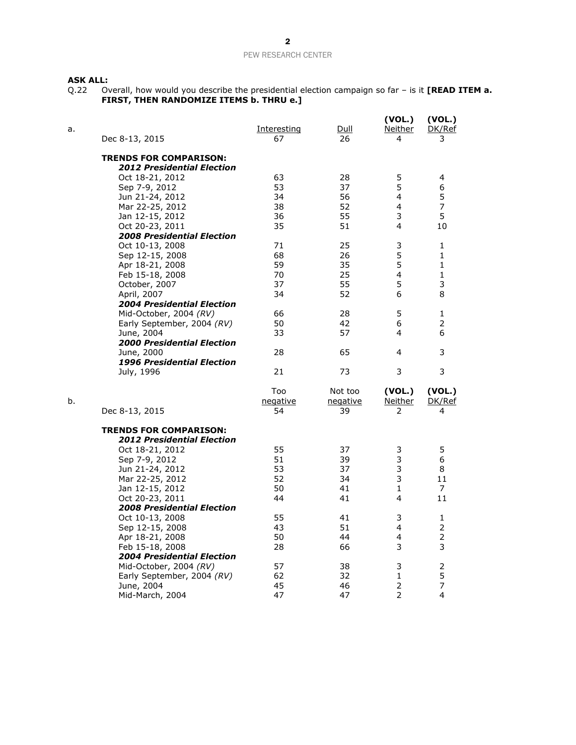**ASK ALL:**

Q.22 Overall, how would you describe the presidential election campaign so far – is it **[READ ITEM a. FIRST, THEN RANDOMIZE ITEMS b. THRU e.]**

| a. | | Interesting | Dull | (VOL.) Neither | (VOL.) DK/Ref |
|---|---|---|---|---|---|
| | Dec 8-13, 2015 | 67 | 26 | 4 | 3 |
| | **TRENDS FOR COMPARISON:** | | | | |
| | ***2012 Presidential Election*** | | | | |
| | Oct 18-21, 2012 | 63 | 28 | 5 | 4 |
| | Sep 7-9, 2012 | 53 | 37 | 5 | 6 |
| | Jun 21-24, 2012 | 34 | 56 | 4 | 5 |
| | Mar 22-25, 2012 | 38 | 52 | 4 | 7 |
| | Jan 12-15, 2012 | 36 | 55 | 3 | 5 |
| | Oct 20-23, 2011 | 35 | 51 | 4 | 10 |
| | ***2008 Presidential Election*** | | | | |
| | Oct 10-13, 2008 | 71 | 25 | 3 | 1 |
| | Sep 12-15, 2008 | 68 | 26 | 5 | 1 |
| | Apr 18-21, 2008 | 59 | 35 | 5 | 1 |
| | Feb 15-18, 2008 | 70 | 25 | 4 | 1 |
| | October, 2007 | 37 | 55 | 5 | 3 |
| | April, 2007 | 34 | 52 | 6 | 8 |
| | ***2004 Presidential Election*** | | | | |
| | Mid-October, 2004 *(RV)* | 66 | 28 | 5 | 1 |
| | Early September, 2004 *(RV)* | 50 | 42 | 6 | 2 |
| | June, 2004 | 33 | 57 | 4 | 6 |
| | ***2000 Presidential Election*** | | | | |
| | June, 2000 | 28 | 65 | 4 | 3 |
| | ***1996 Presidential Election*** | | | | |
| | July, 1996 | 21 | 73 | 3 | 3 |

| b. | | Too negative | Not too negative | (VOL.) Neither | (VOL.) DK/Ref |
|---|---|---|---|---|---|
| | Dec 8-13, 2015 | 54 | 39 | 2 | 4 |
| | **TRENDS FOR COMPARISON:** | | | | |
| | ***2012 Presidential Election*** | | | | |
| | Oct 18-21, 2012 | 55 | 37 | 3 | 5 |
| | Sep 7-9, 2012 | 51 | 39 | 3 | 6 |
| | Jun 21-24, 2012 | 53 | 37 | 3 | 8 |
| | Mar 22-25, 2012 | 52 | 34 | 3 | 11 |
| | Jan 12-15, 2012 | 50 | 41 | 1 | 7 |
| | Oct 20-23, 2011 | 44 | 41 | 4 | 11 |
| | ***2008 Presidential Election*** | | | | |
| | Oct 10-13, 2008 | 55 | 41 | 3 | 1 |
| | Sep 12-15, 2008 | 43 | 51 | 4 | 2 |
| | Apr 18-21, 2008 | 50 | 44 | 4 | 2 |
| | Feb 15-18, 2008 | 28 | 66 | 3 | 3 |
| | ***2004 Presidential Election*** | | | | |
| | Mid-October, 2004 *(RV)* | 57 | 38 | 3 | 2 |
| | Early September, 2004 *(RV)* | 62 | 32 | 1 | 5 |
| | June, 2004 | 45 | 46 | 2 | 7 |
| | Mid-March, 2004 | 47 | 47 | 2 | 4 |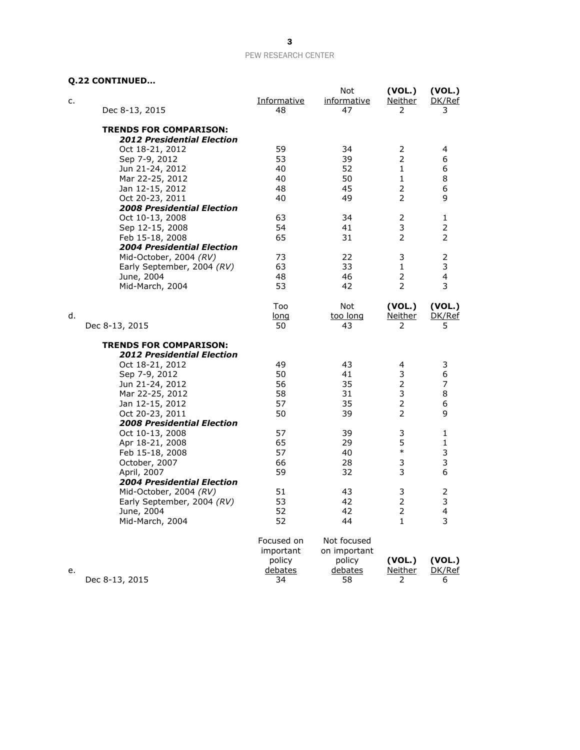**Q.22 CONTINUED…**

| c. | Informative | Not informative | (VOL.) Neither | (VOL.) DK/Ref |
|---|---|---|---|---|
| Dec 8-13, 2015 | 48 | 47 | 2 | 3 |
| **TRENDS FOR COMPARISON:** | | | | |
| ***2012 Presidential Election*** | | | | |
| Oct 18-21, 2012 | 59 | 34 | 2 | 4 |
| Sep 7-9, 2012 | 53 | 39 | 2 | 6 |
| Jun 21-24, 2012 | 40 | 52 | 1 | 6 |
| Mar 22-25, 2012 | 40 | 50 | 1 | 8 |
| Jan 12-15, 2012 | 48 | 45 | 2 | 6 |
| Oct 20-23, 2011 | 40 | 49 | 2 | 9 |
| ***2008 Presidential Election*** | | | | |
| Oct 10-13, 2008 | 63 | 34 | 2 | 1 |
| Sep 12-15, 2008 | 54 | 41 | 3 | 2 |
| Feb 15-18, 2008 | 65 | 31 | 2 | 2 |
| ***2004 Presidential Election*** | | | | |
| Mid-October, 2004 *(RV)* | 73 | 22 | 3 | 2 |
| Early September, 2004 *(RV)* | 63 | 33 | 1 | 3 |
| June, 2004 | 48 | 46 | 2 | 4 |
| Mid-March, 2004 | 53 | 42 | 2 | 3 |

| d. | Too long | Not too long | (VOL.) Neither | (VOL.) DK/Ref |
|---|---|---|---|---|
| Dec 8-13, 2015 | 50 | 43 | 2 | 5 |
| **TRENDS FOR COMPARISON:** | | | | |
| ***2012 Presidential Election*** | | | | |
| Oct 18-21, 2012 | 49 | 43 | 4 | 3 |
| Sep 7-9, 2012 | 50 | 41 | 3 | 6 |
| Jun 21-24, 2012 | 56 | 35 | 2 | 7 |
| Mar 22-25, 2012 | 58 | 31 | 3 | 8 |
| Jan 12-15, 2012 | 57 | 35 | 2 | 6 |
| Oct 20-23, 2011 | 50 | 39 | 2 | 9 |
| ***2008 Presidential Election*** | | | | |
| Oct 10-13, 2008 | 57 | 39 | 3 | 1 |
| Apr 18-21, 2008 | 65 | 29 | 5 | 1 |
| Feb 15-18, 2008 | 57 | 40 | * | 3 |
| October, 2007 | 66 | 28 | 3 | 3 |
| April, 2007 | 59 | 32 | 3 | 6 |
| ***2004 Presidential Election*** | | | | |
| Mid-October, 2004 *(RV)* | 51 | 43 | 3 | 2 |
| Early September, 2004 *(RV)* | 53 | 42 | 2 | 3 |
| June, 2004 | 52 | 42 | 2 | 4 |
| Mid-March, 2004 | 52 | 44 | 1 | 3 |

| e. | Focused on important policy debates | Not focused on important policy debates | (VOL.) Neither | (VOL.) DK/Ref |
|---|---|---|---|---|
| Dec 8-13, 2015 | 34 | 58 | 2 | 6 |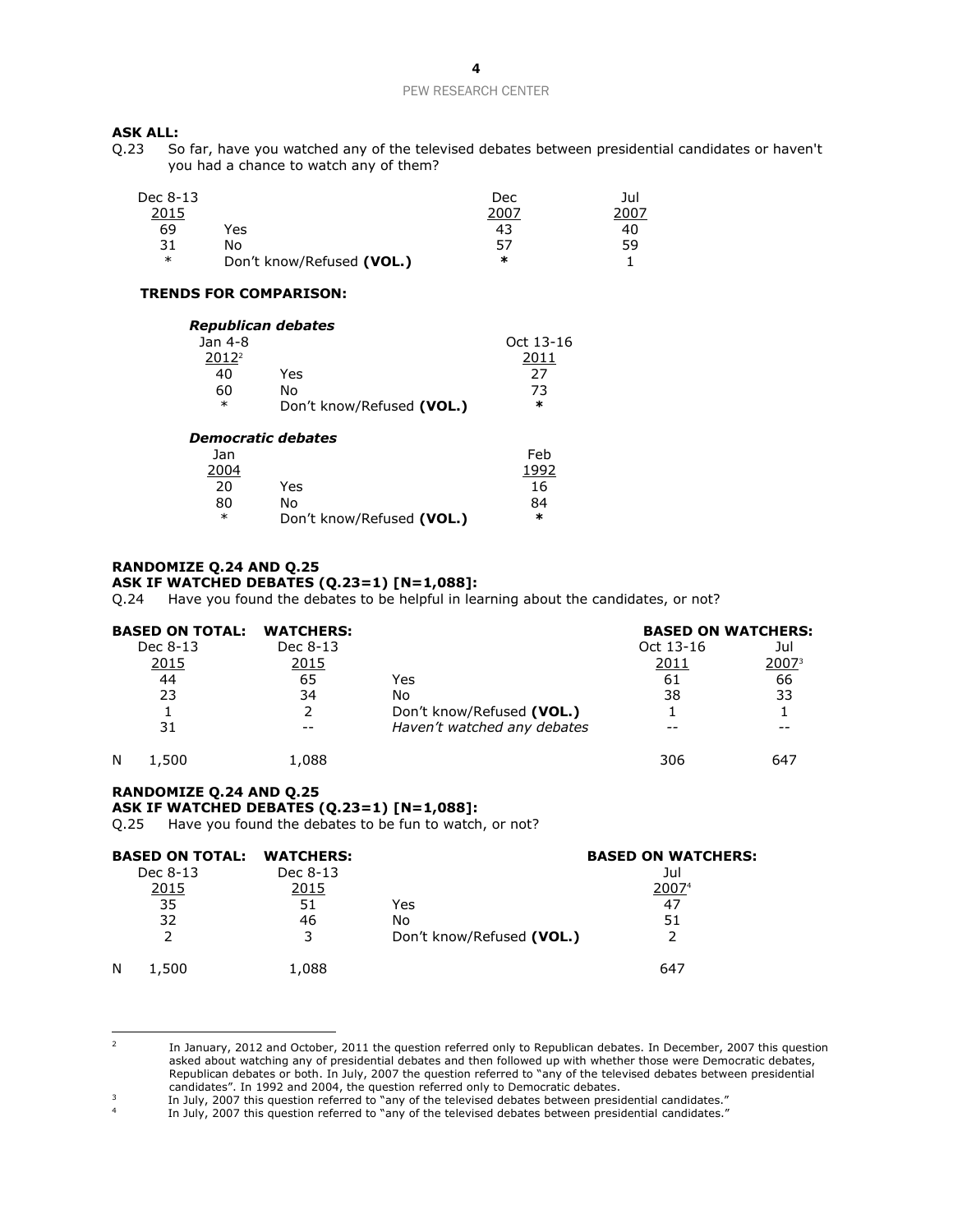**ASK ALL:**

Q.23 So far, have you watched any of the televised debates between presidential candidates or haven't you had a chance to watch any of them?

| Dec 8-13 2015 | | Dec 2007 | Jul 2007 |
|---|---|---|---|
| 69 | Yes | 43 | 40 |
| 31 | No | 57 | 59 |
| * | Don't know/Refused **(VOL.)** | * | 1 |

**TRENDS FOR COMPARISON:**

***Republican debates***

| Jan 4-8 2012[2] | | Oct 13-16 2011 |
|---|---|---|
| 40 | Yes | 27 |
| 60 | No | 73 |
| * | Don't know/Refused **(VOL.)** | * |

***Democratic debates***

| Jan 2004 | | Feb 1992 |
|---|---|---|
| 20 | Yes | 16 |
| 80 | No | 84 |
| * | Don't know/Refused **(VOL.)** | * |

**RANDOMIZE Q.24 AND Q.25**

**ASK IF WATCHED DEBATES (Q.23=1) [N=1,088]:**

Q.24 Have you found the debates to be helpful in learning about the candidates, or not?

| | **BASED ON TOTAL:** Dec 8-13 2015 | **WATCHERS:** Dec 8-13 2015 | | **BASED ON WATCHERS:** Oct 13-16 2011 | Jul 2007[3] |
|---|---|---|---|---|---|
| | 44 | 65 | Yes | 61 | 66 |
| | 23 | 34 | No | 38 | 33 |
| | 1 | 2 | Don't know/Refused **(VOL.)** | 1 | 1 |
| | 31 | -- | *Haven't watched any debates* | -- | -- |
| N | 1,500 | 1,088 | | 306 | 647 |

**RANDOMIZE Q.24 AND Q.25**

**ASK IF WATCHED DEBATES (Q.23=1) [N=1,088]:**

Q.25 Have you found the debates to be fun to watch, or not?

| | **BASED ON TOTAL:** Dec 8-13 2015 | **WATCHERS:** Dec 8-13 2015 | | **BASED ON WATCHERS:** Jul 2007[4] |
|---|---|---|---|---|
| | 35 | 51 | Yes | 47 |
| | 32 | 46 | No | 51 |
| | 2 | 3 | Don't know/Refused **(VOL.)** | 2 |
| N | 1,500 | 1,088 | | 647 |

---

[2] In January, 2012 and October, 2011 the question referred only to Republican debates. In December, 2007 this question asked about watching any of presidential debates and then followed up with whether those were Democratic debates, Republican debates or both. In July, 2007 the question referred to "any of the televised debates between presidential candidates". In 1992 and 2004, the question referred only to Democratic debates.

[3] In July, 2007 this question referred to "any of the televised debates between presidential candidates."

[4] In July, 2007 this question referred to "any of the televised debates between presidential candidates."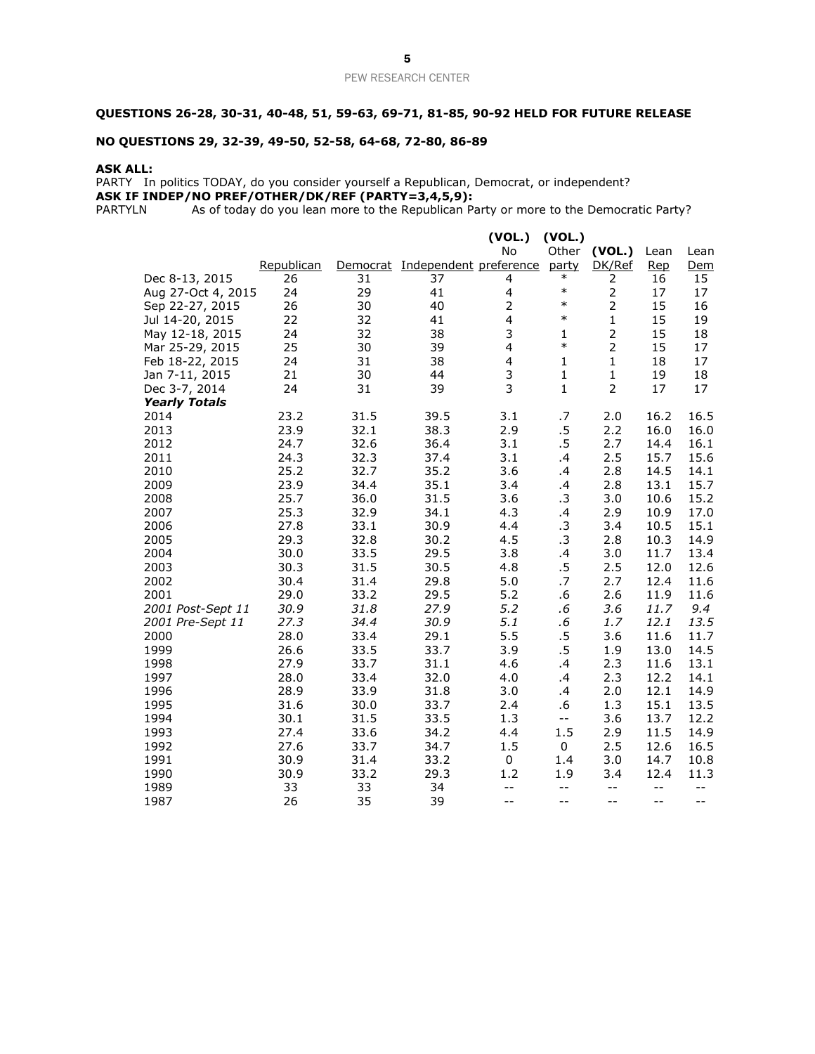**QUESTIONS 26-28, 30-31, 40-48, 51, 59-63, 69-71, 81-85, 90-92 HELD FOR FUTURE RELEASE**

**NO QUESTIONS 29, 32-39, 49-50, 52-58, 64-68, 72-80, 86-89**

**ASK ALL:**
PARTY In politics TODAY, do you consider yourself a Republican, Democrat, or independent?
**ASK IF INDEP/NO PREF/OTHER/DK/REF (PARTY=3,4,5,9):**
PARTYLN As of today do you lean more to the Republican Party or more to the Democratic Party?

| | Republican | Democrat | Independent | (VOL.) No preference | (VOL.) Other party | (VOL.) DK/Ref | Lean Rep | Lean Dem |
|---|---|---|---|---|---|---|---|---|
| Dec 8-13, 2015 | 26 | 31 | 37 | 4 | * | 2 | 16 | 15 |
| Aug 27-Oct 4, 2015 | 24 | 29 | 41 | 4 | * | 2 | 17 | 17 |
| Sep 22-27, 2015 | 26 | 30 | 40 | 2 | * | 2 | 15 | 16 |
| Jul 14-20, 2015 | 22 | 32 | 41 | 4 | * | 1 | 15 | 19 |
| May 12-18, 2015 | 24 | 32 | 38 | 3 | 1 | 2 | 15 | 18 |
| Mar 25-29, 2015 | 25 | 30 | 39 | 4 | * | 2 | 15 | 17 |
| Feb 18-22, 2015 | 24 | 31 | 38 | 4 | 1 | 1 | 18 | 17 |
| Jan 7-11, 2015 | 21 | 30 | 44 | 3 | 1 | 1 | 19 | 18 |
| Dec 3-7, 2014 | 24 | 31 | 39 | 3 | 1 | 2 | 17 | 17 |
| ***Yearly Totals*** | | | | | | | | |
| 2014 | 23.2 | 31.5 | 39.5 | 3.1 | .7 | 2.0 | 16.2 | 16.5 |
| 2013 | 23.9 | 32.1 | 38.3 | 2.9 | .5 | 2.2 | 16.0 | 16.0 |
| 2012 | 24.7 | 32.6 | 36.4 | 3.1 | .5 | 2.7 | 14.4 | 16.1 |
| 2011 | 24.3 | 32.3 | 37.4 | 3.1 | .4 | 2.5 | 15.7 | 15.6 |
| 2010 | 25.2 | 32.7 | 35.2 | 3.6 | .4 | 2.8 | 14.5 | 14.1 |
| 2009 | 23.9 | 34.4 | 35.1 | 3.4 | .4 | 2.8 | 13.1 | 15.7 |
| 2008 | 25.7 | 36.0 | 31.5 | 3.6 | .3 | 3.0 | 10.6 | 15.2 |
| 2007 | 25.3 | 32.9 | 34.1 | 4.3 | .4 | 2.9 | 10.9 | 17.0 |
| 2006 | 27.8 | 33.1 | 30.9 | 4.4 | .3 | 3.4 | 10.5 | 15.1 |
| 2005 | 29.3 | 32.8 | 30.2 | 4.5 | .3 | 2.8 | 10.3 | 14.9 |
| 2004 | 30.0 | 33.5 | 29.5 | 3.8 | .4 | 3.0 | 11.7 | 13.4 |
| 2003 | 30.3 | 31.5 | 30.5 | 4.8 | .5 | 2.5 | 12.0 | 12.6 |
| 2002 | 30.4 | 31.4 | 29.8 | 5.0 | .7 | 2.7 | 12.4 | 11.6 |
| 2001 | 29.0 | 33.2 | 29.5 | 5.2 | .6 | 2.6 | 11.9 | 11.6 |
| *2001 Post-Sept 11* | *30.9* | *31.8* | *27.9* | *5.2* | *.6* | *3.6* | *11.7* | *9.4* |
| *2001 Pre-Sept 11* | *27.3* | *34.4* | *30.9* | *5.1* | *.6* | *1.7* | *12.1* | *13.5* |
| 2000 | 28.0 | 33.4 | 29.1 | 5.5 | .5 | 3.6 | 11.6 | 11.7 |
| 1999 | 26.6 | 33.5 | 33.7 | 3.9 | .5 | 1.9 | 13.0 | 14.5 |
| 1998 | 27.9 | 33.7 | 31.1 | 4.6 | .4 | 2.3 | 11.6 | 13.1 |
| 1997 | 28.0 | 33.4 | 32.0 | 4.0 | .4 | 2.3 | 12.2 | 14.1 |
| 1996 | 28.9 | 33.9 | 31.8 | 3.0 | .4 | 2.0 | 12.1 | 14.9 |
| 1995 | 31.6 | 30.0 | 33.7 | 2.4 | .6 | 1.3 | 15.1 | 13.5 |
| 1994 | 30.1 | 31.5 | 33.5 | 1.3 | -- | 3.6 | 13.7 | 12.2 |
| 1993 | 27.4 | 33.6 | 34.2 | 4.4 | 1.5 | 2.9 | 11.5 | 14.9 |
| 1992 | 27.6 | 33.7 | 34.7 | 1.5 | 0 | 2.5 | 12.6 | 16.5 |
| 1991 | 30.9 | 31.4 | 33.2 | 0 | 1.4 | 3.0 | 14.7 | 10.8 |
| 1990 | 30.9 | 33.2 | 29.3 | 1.2 | 1.9 | 3.4 | 12.4 | 11.3 |
| 1989 | 33 | 33 | 34 | -- | -- | -- | -- | -- |
| 1987 | 26 | 35 | 39 | -- | -- | -- | -- | -- |